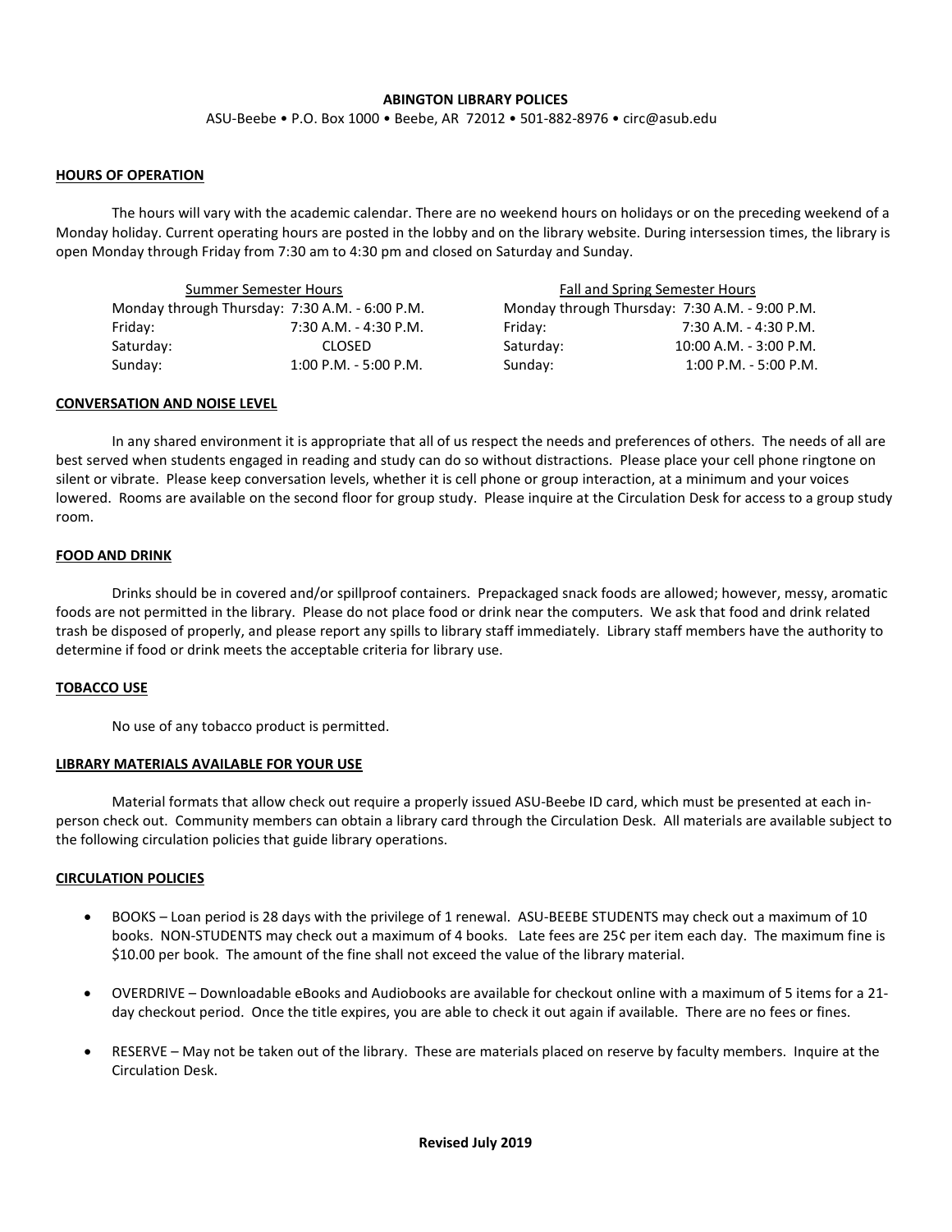# ABINGTON LIBRARY POLICES

ASU-Beebe • P.O. Box 1000 • Beebe, AR 72012 • 501-882-8976 • circ@asub.edu

## HOURS OF OPERATION

The hours will vary with the academic calendar. There are no weekend hours on holidays or on the preceding weekend of a Monday holiday. Current operating hours are posted in the lobby and on the library website. During intersession times, the library is open Monday through Friday from 7:30 am to 4:30 pm and closed on Saturday and Sunday.

| Summer Semester Hours | |
|---|---|
| Monday through Thursday: | 7:30 A.M. - 6:00 P.M. |
| Friday: | 7:30 A.M. - 4:30 P.M. |
| Saturday: | CLOSED |
| Sunday: | 1:00 P.M. - 5:00 P.M. |

| Fall and Spring Semester Hours | |
|---|---|
| Monday through Thursday: | 7:30 A.M. - 9:00 P.M. |
| Friday: | 7:30 A.M. - 4:30 P.M. |
| Saturday: | 10:00 A.M. - 3:00 P.M. |
| Sunday: | 1:00 P.M. - 5:00 P.M. |

## CONVERSATION AND NOISE LEVEL

In any shared environment it is appropriate that all of us respect the needs and preferences of others. The needs of all are best served when students engaged in reading and study can do so without distractions. Please place your cell phone ringtone on silent or vibrate. Please keep conversation levels, whether it is cell phone or group interaction, at a minimum and your voices lowered. Rooms are available on the second floor for group study. Please inquire at the Circulation Desk for access to a group study room.

## FOOD AND DRINK

Drinks should be in covered and/or spillproof containers. Prepackaged snack foods are allowed; however, messy, aromatic foods are not permitted in the library. Please do not place food or drink near the computers. We ask that food and drink related trash be disposed of properly, and please report any spills to library staff immediately. Library staff members have the authority to determine if food or drink meets the acceptable criteria for library use.

## TOBACCO USE

No use of any tobacco product is permitted.

## LIBRARY MATERIALS AVAILABLE FOR YOUR USE

Material formats that allow check out require a properly issued ASU-Beebe ID card, which must be presented at each in-person check out. Community members can obtain a library card through the Circulation Desk. All materials are available subject to the following circulation policies that guide library operations.

## CIRCULATION POLICIES

- BOOKS – Loan period is 28 days with the privilege of 1 renewal. ASU-BEEBE STUDENTS may check out a maximum of 10 books. NON-STUDENTS may check out a maximum of 4 books. Late fees are 25¢ per item each day. The maximum fine is $10.00 per book. The amount of the fine shall not exceed the value of the library material.
- OVERDRIVE – Downloadable eBooks and Audiobooks are available for checkout online with a maximum of 5 items for a 21-day checkout period. Once the title expires, you are able to check it out again if available. There are no fees or fines.
- RESERVE – May not be taken out of the library. These are materials placed on reserve by faculty members. Inquire at the Circulation Desk.

**Revised July 2019**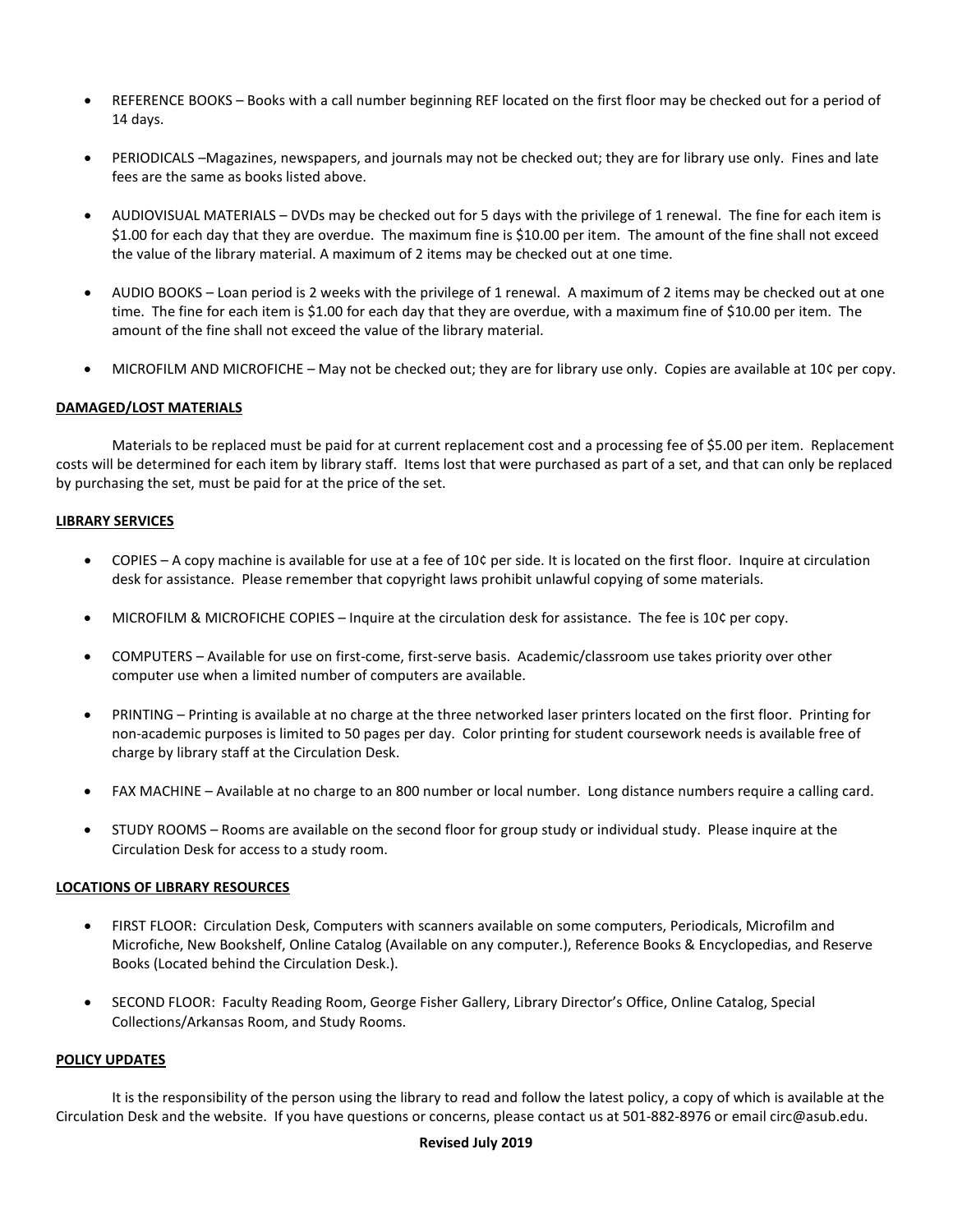- REFERENCE BOOKS – Books with a call number beginning REF located on the first floor may be checked out for a period of 14 days.

- PERIODICALS –Magazines, newspapers, and journals may not be checked out; they are for library use only. Fines and late fees are the same as books listed above.

- AUDIOVISUAL MATERIALS – DVDs may be checked out for 5 days with the privilege of 1 renewal. The fine for each item is $1.00 for each day that they are overdue. The maximum fine is $10.00 per item. The amount of the fine shall not exceed the value of the library material. A maximum of 2 items may be checked out at one time.

- AUDIO BOOKS – Loan period is 2 weeks with the privilege of 1 renewal. A maximum of 2 items may be checked out at one time. The fine for each item is $1.00 for each day that they are overdue, with a maximum fine of $10.00 per item. The amount of the fine shall not exceed the value of the library material.

- MICROFILM AND MICROFICHE – May not be checked out; they are for library use only. Copies are available at 10¢ per copy.

**DAMAGED/LOST MATERIALS**

Materials to be replaced must be paid for at current replacement cost and a processing fee of $5.00 per item. Replacement costs will be determined for each item by library staff. Items lost that were purchased as part of a set, and that can only be replaced by purchasing the set, must be paid for at the price of the set.

**LIBRARY SERVICES**

- COPIES – A copy machine is available for use at a fee of 10¢ per side. It is located on the first floor. Inquire at circulation desk for assistance. Please remember that copyright laws prohibit unlawful copying of some materials.

- MICROFILM & MICROFICHE COPIES – Inquire at the circulation desk for assistance. The fee is 10¢ per copy.

- COMPUTERS – Available for use on first-come, first-serve basis. Academic/classroom use takes priority over other computer use when a limited number of computers are available.

- PRINTING – Printing is available at no charge at the three networked laser printers located on the first floor. Printing for non-academic purposes is limited to 50 pages per day. Color printing for student coursework needs is available free of charge by library staff at the Circulation Desk.

- FAX MACHINE – Available at no charge to an 800 number or local number. Long distance numbers require a calling card.

- STUDY ROOMS – Rooms are available on the second floor for group study or individual study. Please inquire at the Circulation Desk for access to a study room.

**LOCATIONS OF LIBRARY RESOURCES**

- FIRST FLOOR: Circulation Desk, Computers with scanners available on some computers, Periodicals, Microfilm and Microfiche, New Bookshelf, Online Catalog (Available on any computer.), Reference Books & Encyclopedias, and Reserve Books (Located behind the Circulation Desk.).

- SECOND FLOOR: Faculty Reading Room, George Fisher Gallery, Library Director's Office, Online Catalog, Special Collections/Arkansas Room, and Study Rooms.

**POLICY UPDATES**

It is the responsibility of the person using the library to read and follow the latest policy, a copy of which is available at the Circulation Desk and the website. If you have questions or concerns, please contact us at 501-882-8976 or email circ@asub.edu.

**Revised July 2019**